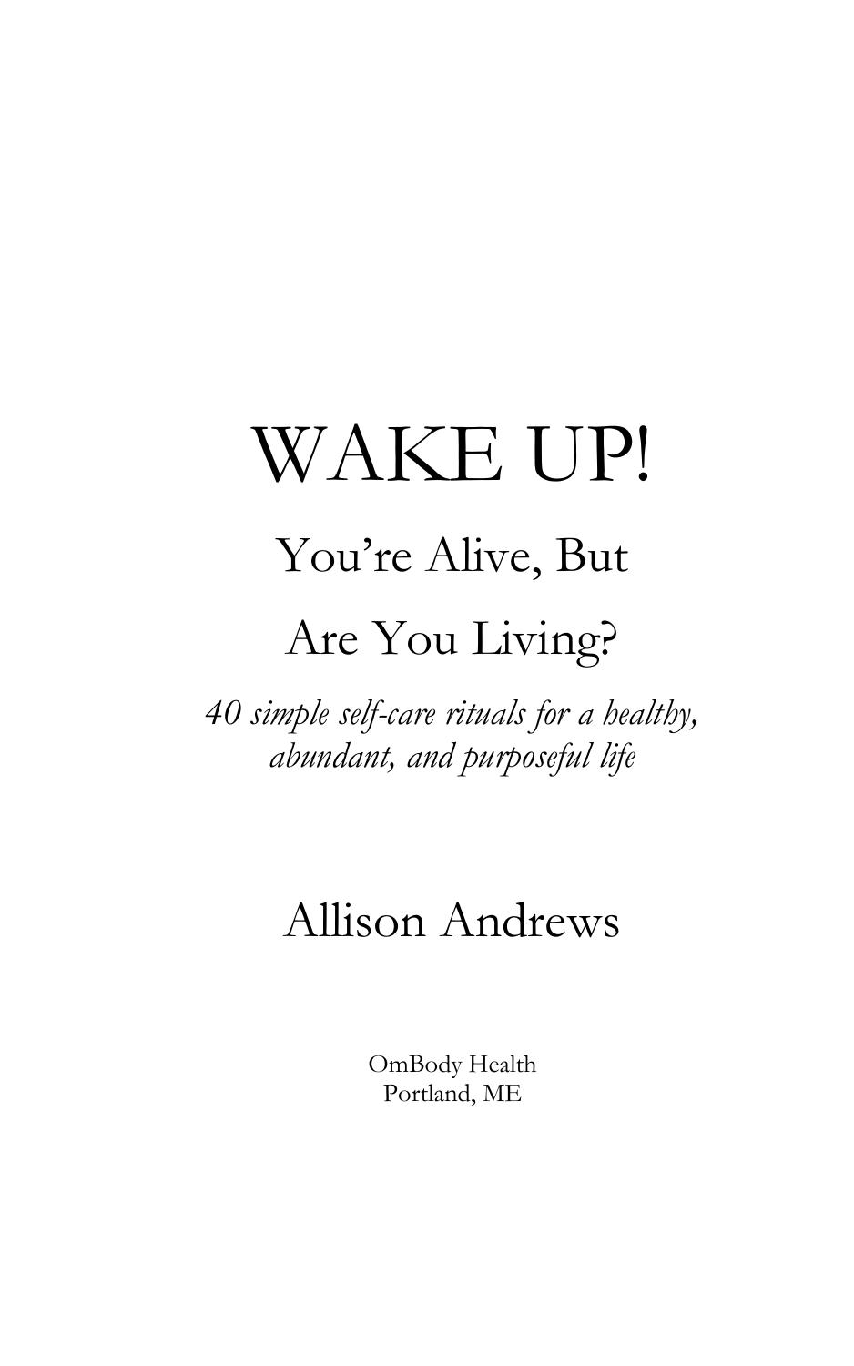# WAKE UP!

## You're Alive, But Are You Living?

*40 simple self-care rituals for a healthy, abundant, and purposeful life*

Allison Andrews

OmBody Health
Portland, ME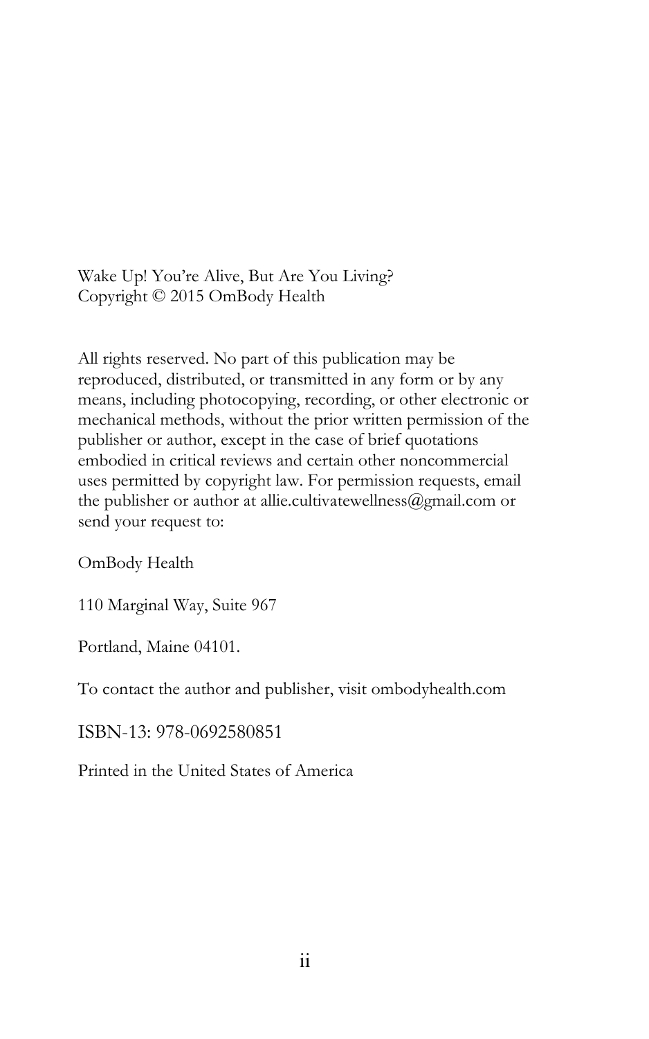Wake Up! You're Alive, But Are You Living?
Copyright © 2015 OmBody Health

All rights reserved. No part of this publication may be reproduced, distributed, or transmitted in any form or by any means, including photocopying, recording, or other electronic or mechanical methods, without the prior written permission of the publisher or author, except in the case of brief quotations embodied in critical reviews and certain other noncommercial uses permitted by copyright law. For permission requests, email the publisher or author at allie.cultivatewellness@gmail.com or send your request to:

OmBody Health

110 Marginal Way, Suite 967

Portland, Maine 04101.

To contact the author and publisher, visit ombodyhealth.com

ISBN-13: 978-0692580851

Printed in the United States of America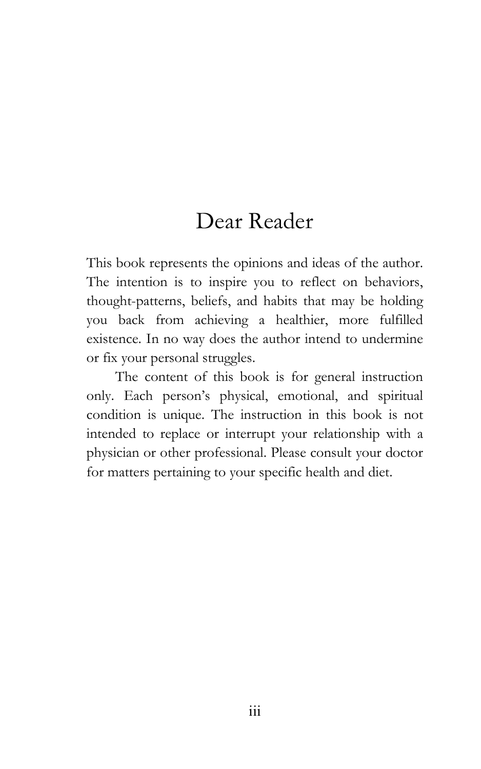# Dear Reader

This book represents the opinions and ideas of the author. The intention is to inspire you to reflect on behaviors, thought-patterns, beliefs, and habits that may be holding you back from achieving a healthier, more fulfilled existence. In no way does the author intend to undermine or fix your personal struggles.

The content of this book is for general instruction only. Each person's physical, emotional, and spiritual condition is unique. The instruction in this book is not intended to replace or interrupt your relationship with a physician or other professional. Please consult your doctor for matters pertaining to your specific health and diet.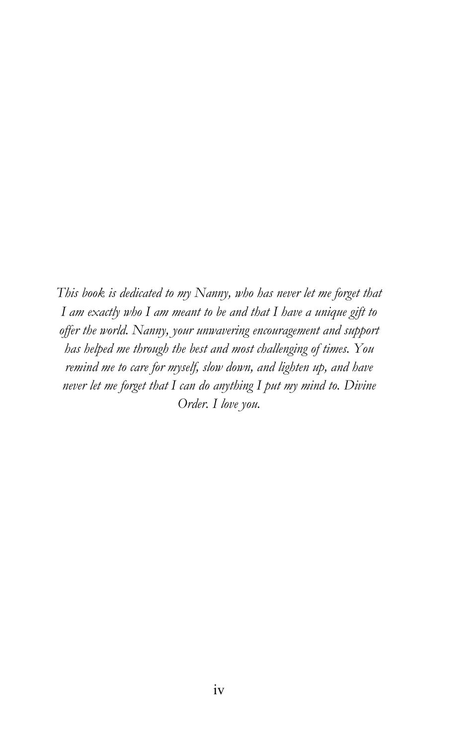*This book is dedicated to my Nanny, who has never let me forget that I am exactly who I am meant to be and that I have a unique gift to offer the world. Nanny, your unwavering encouragement and support has helped me through the best and most challenging of times. You remind me to care for myself, slow down, and lighten up, and have never let me forget that I can do anything I put my mind to. Divine Order. I love you.*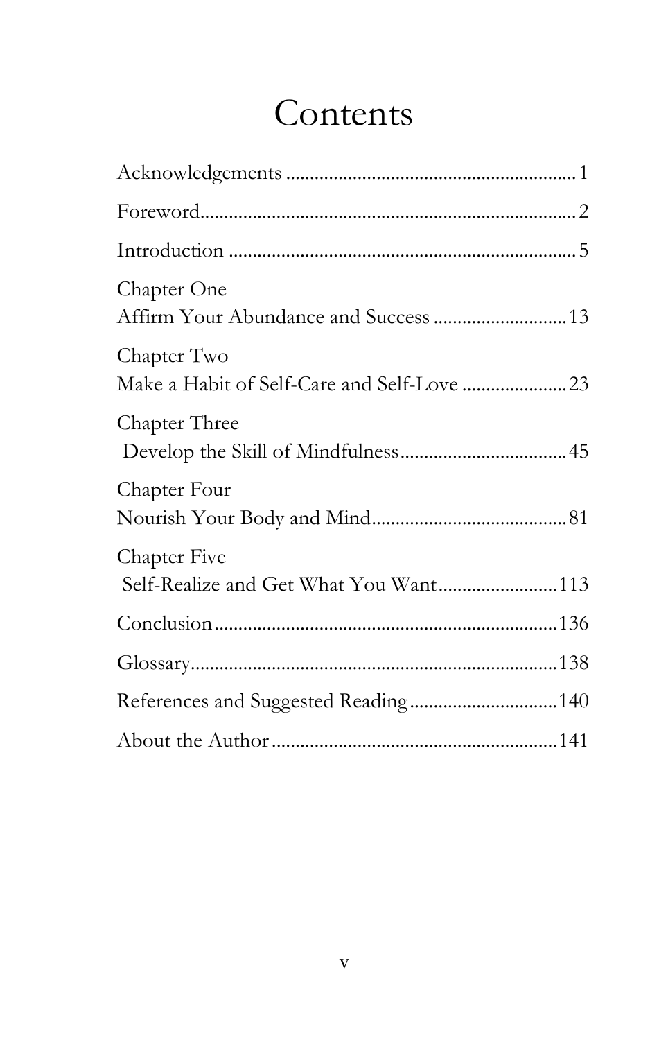# Contents

Acknowledgements ........................................................... 1

Foreword........................................................................... 2

Introduction ..................................................................... 5

Chapter One
Affirm Your Abundance and Success ........................... 13

Chapter Two
Make a Habit of Self-Care and Self-Love ..................... 23

Chapter Three
Develop the Skill of Mindfulness.................................. 45

Chapter Four
Nourish Your Body and Mind........................................ 81

Chapter Five
Self-Realize and Get What You Want........................ 113

Conclusion..................................................................... 136

Glossary.......................................................................... 138

References and Suggested Reading.............................. 140

About the Author .......................................................... 141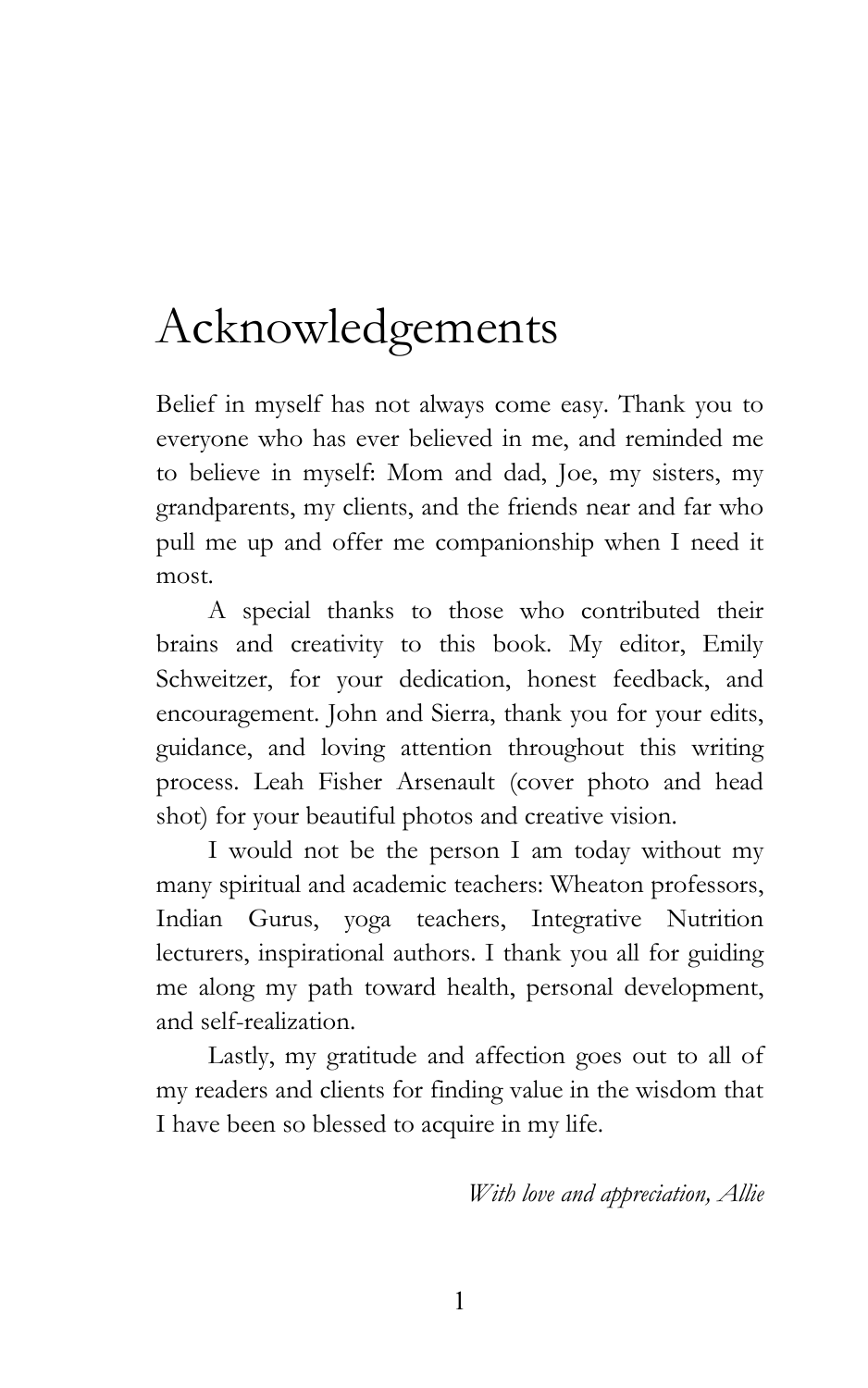# Acknowledgements

Belief in myself has not always come easy. Thank you to everyone who has ever believed in me, and reminded me to believe in myself: Mom and dad, Joe, my sisters, my grandparents, my clients, and the friends near and far who pull me up and offer me companionship when I need it most.

A special thanks to those who contributed their brains and creativity to this book. My editor, Emily Schweitzer, for your dedication, honest feedback, and encouragement. John and Sierra, thank you for your edits, guidance, and loving attention throughout this writing process. Leah Fisher Arsenault (cover photo and head shot) for your beautiful photos and creative vision.

I would not be the person I am today without my many spiritual and academic teachers: Wheaton professors, Indian Gurus, yoga teachers, Integrative Nutrition lecturers, inspirational authors. I thank you all for guiding me along my path toward health, personal development, and self-realization.

Lastly, my gratitude and affection goes out to all of my readers and clients for finding value in the wisdom that I have been so blessed to acquire in my life.

*With love and appreciation, Allie*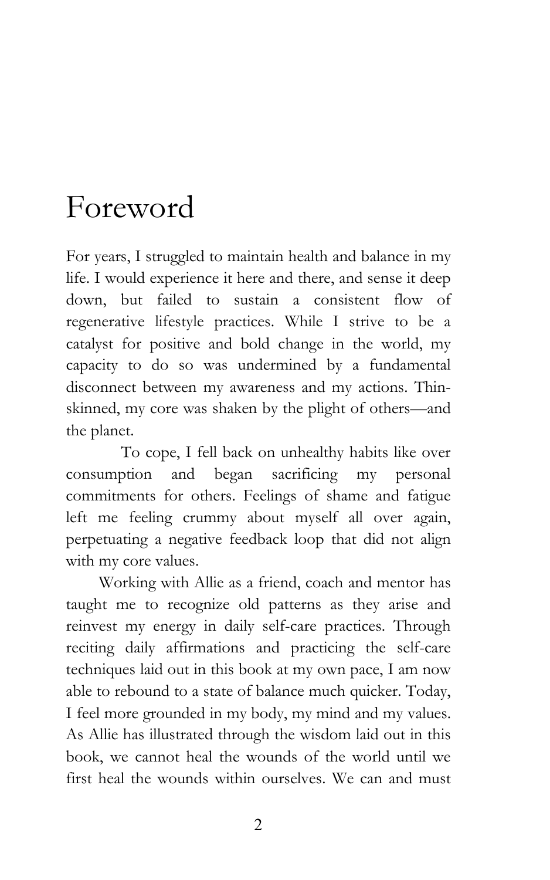# Foreword

For years, I struggled to maintain health and balance in my life. I would experience it here and there, and sense it deep down, but failed to sustain a consistent flow of regenerative lifestyle practices. While I strive to be a catalyst for positive and bold change in the world, my capacity to do so was undermined by a fundamental disconnect between my awareness and my actions. Thin-skinned, my core was shaken by the plight of others—and the planet.

To cope, I fell back on unhealthy habits like over consumption and began sacrificing my personal commitments for others. Feelings of shame and fatigue left me feeling crummy about myself all over again, perpetuating a negative feedback loop that did not align with my core values.

Working with Allie as a friend, coach and mentor has taught me to recognize old patterns as they arise and reinvest my energy in daily self-care practices. Through reciting daily affirmations and practicing the self-care techniques laid out in this book at my own pace, I am now able to rebound to a state of balance much quicker. Today, I feel more grounded in my body, my mind and my values. As Allie has illustrated through the wisdom laid out in this book, we cannot heal the wounds of the world until we first heal the wounds within ourselves. We can and must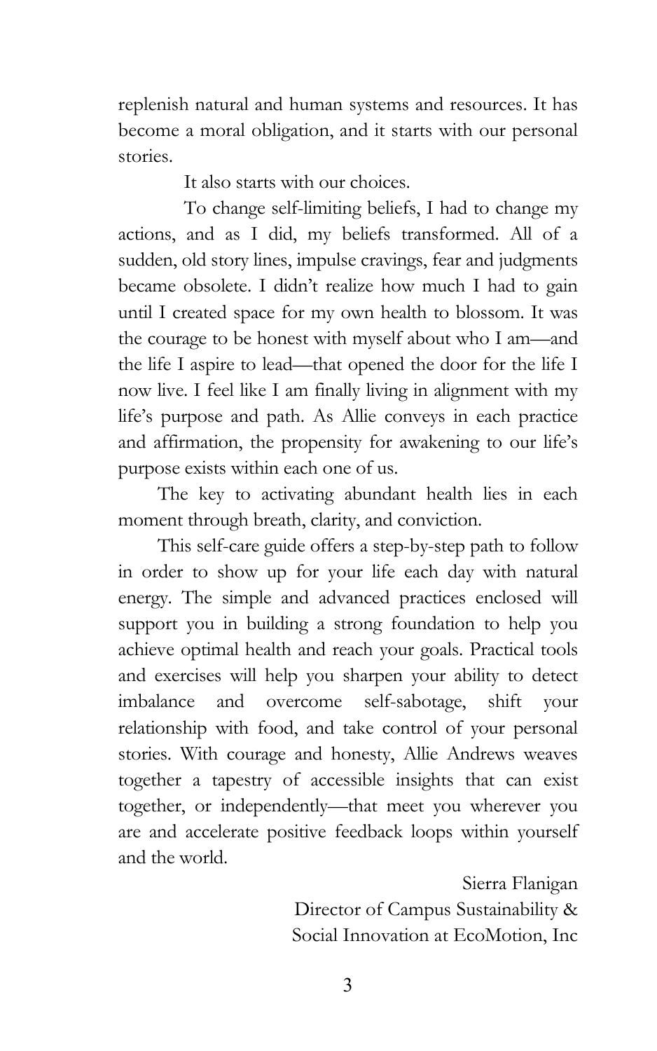replenish natural and human systems and resources. It has become a moral obligation, and it starts with our personal stories.

It also starts with our choices.

To change self-limiting beliefs, I had to change my actions, and as I did, my beliefs transformed. All of a sudden, old story lines, impulse cravings, fear and judgments became obsolete. I didn't realize how much I had to gain until I created space for my own health to blossom. It was the courage to be honest with myself about who I am—and the life I aspire to lead—that opened the door for the life I now live. I feel like I am finally living in alignment with my life's purpose and path. As Allie conveys in each practice and affirmation, the propensity for awakening to our life's purpose exists within each one of us.

The key to activating abundant health lies in each moment through breath, clarity, and conviction.

This self-care guide offers a step-by-step path to follow in order to show up for your life each day with natural energy. The simple and advanced practices enclosed will support you in building a strong foundation to help you achieve optimal health and reach your goals. Practical tools and exercises will help you sharpen your ability to detect imbalance and overcome self-sabotage, shift your relationship with food, and take control of your personal stories. With courage and honesty, Allie Andrews weaves together a tapestry of accessible insights that can exist together, or independently—that meet you wherever you are and accelerate positive feedback loops within yourself and the world.

Sierra Flanigan
Director of Campus Sustainability &
Social Innovation at EcoMotion, Inc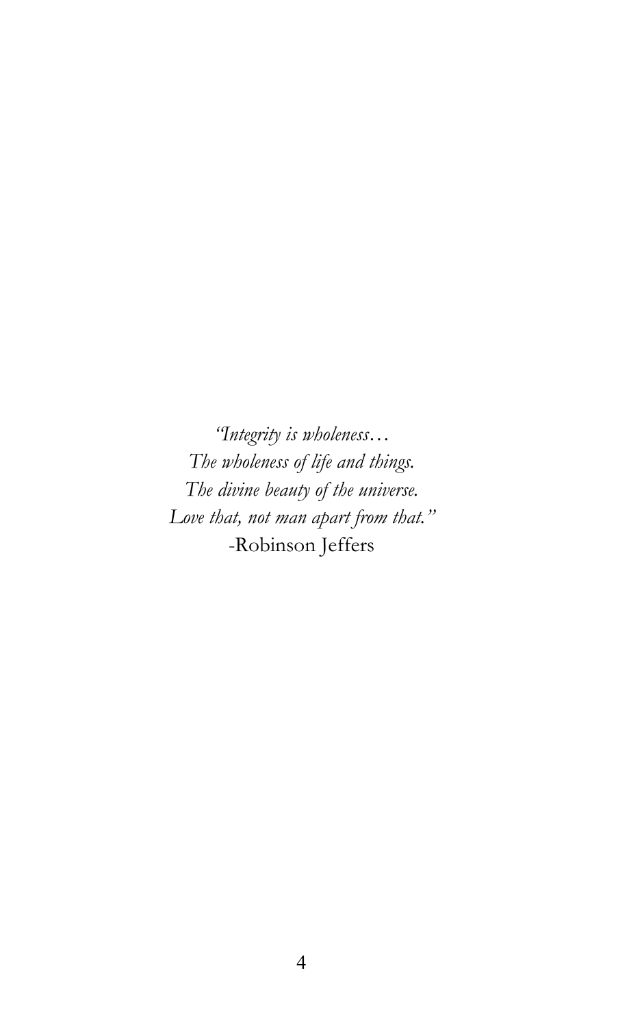*"Integrity is wholeness…*  
*The wholeness of life and things.*  
*The divine beauty of the universe.*  
*Love that, not man apart from that."*  
-Robinson Jeffers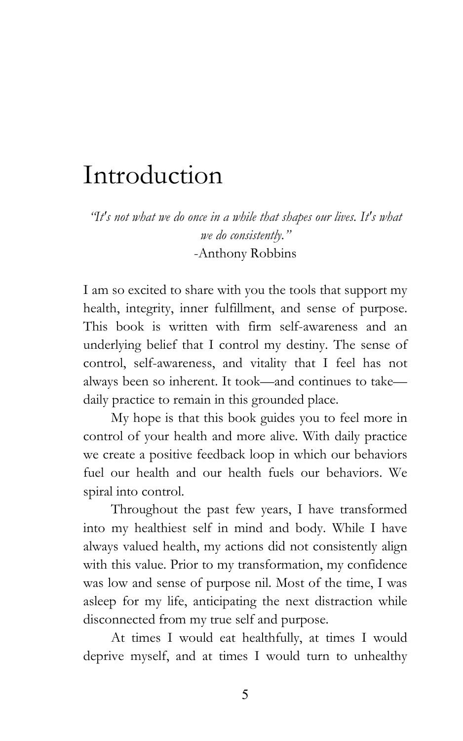# Introduction

*"It's not what we do once in a while that shapes our lives. It's what we do consistently."*
-Anthony Robbins

I am so excited to share with you the tools that support my health, integrity, inner fulfillment, and sense of purpose. This book is written with firm self-awareness and an underlying belief that I control my destiny. The sense of control, self-awareness, and vitality that I feel has not always been so inherent. It took—and continues to take—daily practice to remain in this grounded place.

My hope is that this book guides you to feel more in control of your health and more alive. With daily practice we create a positive feedback loop in which our behaviors fuel our health and our health fuels our behaviors. We spiral into control.

Throughout the past few years, I have transformed into my healthiest self in mind and body. While I have always valued health, my actions did not consistently align with this value. Prior to my transformation, my confidence was low and sense of purpose nil. Most of the time, I was asleep for my life, anticipating the next distraction while disconnected from my true self and purpose.

At times I would eat healthfully, at times I would deprive myself, and at times I would turn to unhealthy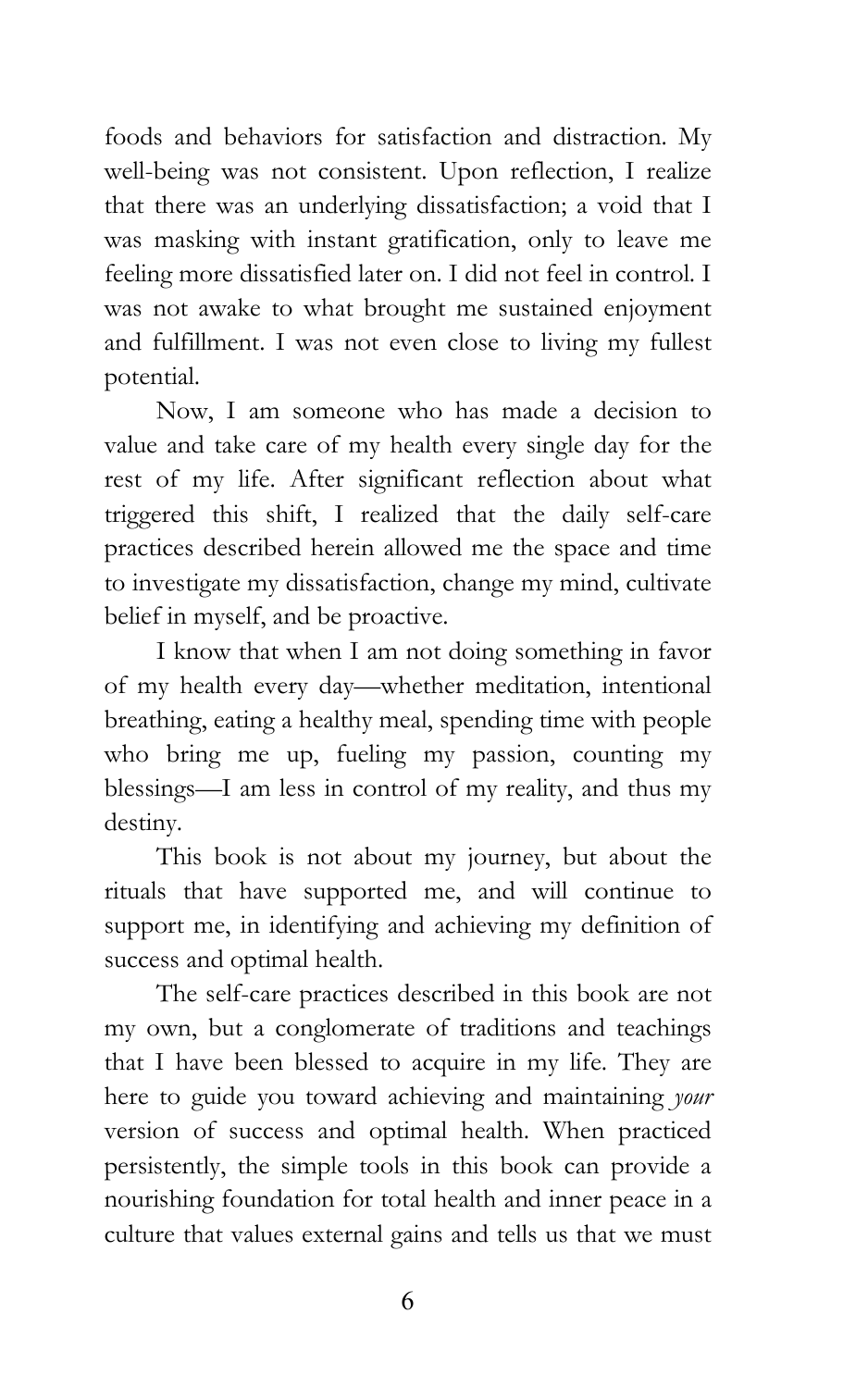foods and behaviors for satisfaction and distraction. My well-being was not consistent. Upon reflection, I realize that there was an underlying dissatisfaction; a void that I was masking with instant gratification, only to leave me feeling more dissatisfied later on. I did not feel in control. I was not awake to what brought me sustained enjoyment and fulfillment. I was not even close to living my fullest potential.

Now, I am someone who has made a decision to value and take care of my health every single day for the rest of my life. After significant reflection about what triggered this shift, I realized that the daily self-care practices described herein allowed me the space and time to investigate my dissatisfaction, change my mind, cultivate belief in myself, and be proactive.

I know that when I am not doing something in favor of my health every day—whether meditation, intentional breathing, eating a healthy meal, spending time with people who bring me up, fueling my passion, counting my blessings—I am less in control of my reality, and thus my destiny.

This book is not about my journey, but about the rituals that have supported me, and will continue to support me, in identifying and achieving my definition of success and optimal health.

The self-care practices described in this book are not my own, but a conglomerate of traditions and teachings that I have been blessed to acquire in my life. They are here to guide you toward achieving and maintaining *your* version of success and optimal health. When practiced persistently, the simple tools in this book can provide a nourishing foundation for total health and inner peace in a culture that values external gains and tells us that we must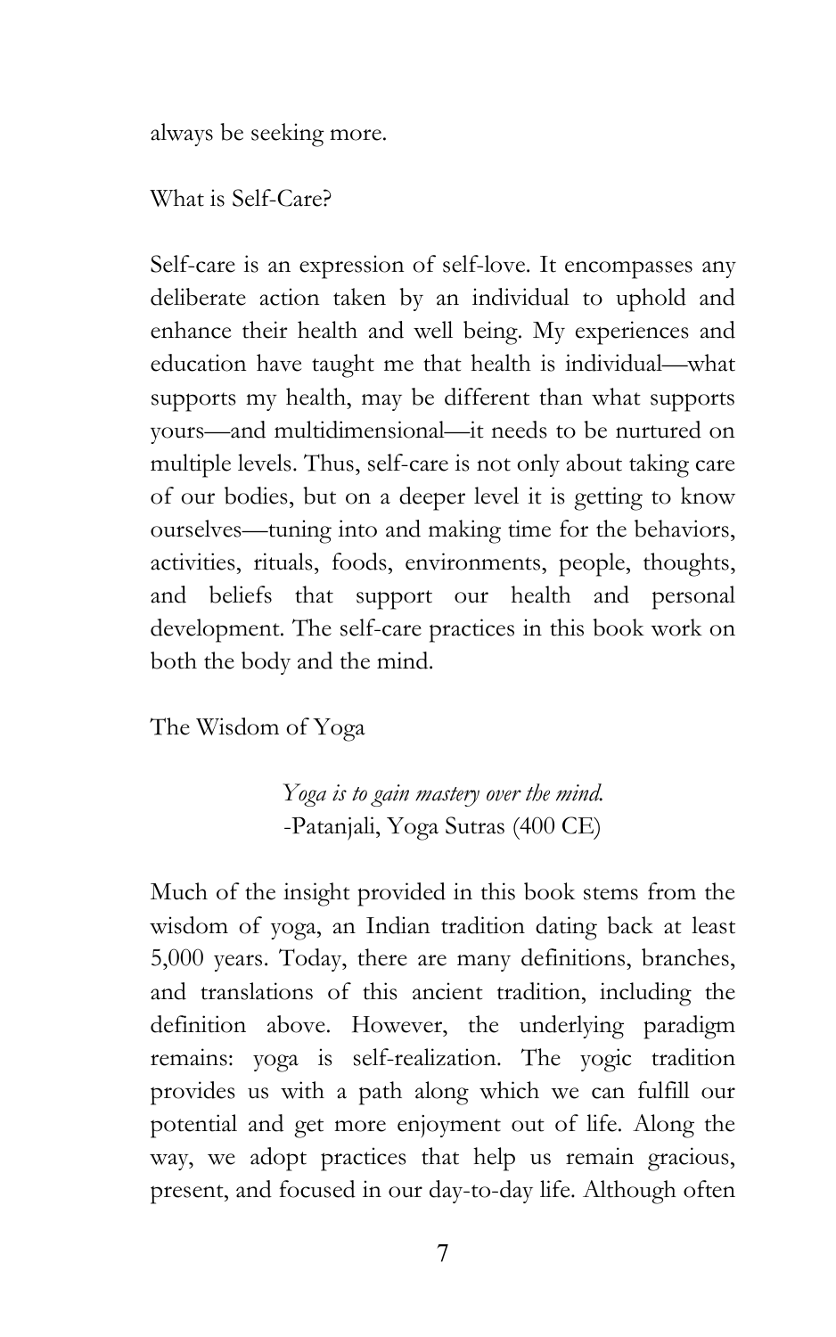always be seeking more.

## What is Self-Care?

Self-care is an expression of self-love. It encompasses any deliberate action taken by an individual to uphold and enhance their health and well being. My experiences and education have taught me that health is individual—what supports my health, may be different than what supports yours—and multidimensional—it needs to be nurtured on multiple levels. Thus, self-care is not only about taking care of our bodies, but on a deeper level it is getting to know ourselves—tuning into and making time for the behaviors, activities, rituals, foods, environments, people, thoughts, and beliefs that support our health and personal development. The self-care practices in this book work on both the body and the mind.

## The Wisdom of Yoga

> *Yoga is to gain mastery over the mind.*
> -Patanjali, Yoga Sutras (400 CE)

Much of the insight provided in this book stems from the wisdom of yoga, an Indian tradition dating back at least 5,000 years. Today, there are many definitions, branches, and translations of this ancient tradition, including the definition above. However, the underlying paradigm remains: yoga is self-realization. The yogic tradition provides us with a path along which we can fulfill our potential and get more enjoyment out of life. Along the way, we adopt practices that help us remain gracious, present, and focused in our day-to-day life. Although often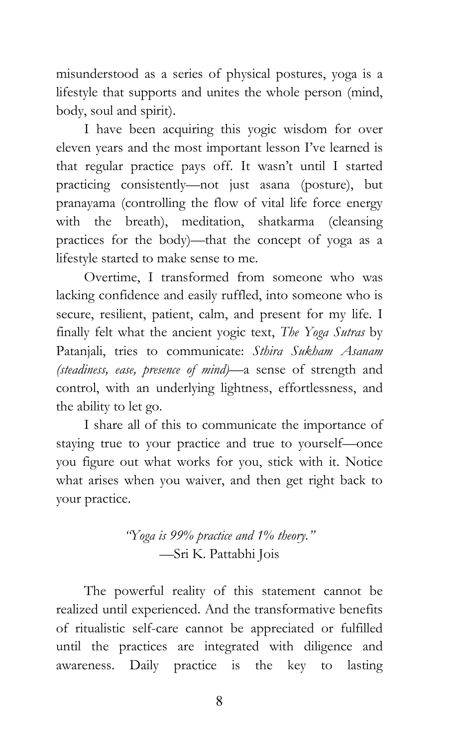misunderstood as a series of physical postures, yoga is a lifestyle that supports and unites the whole person (mind, body, soul and spirit).

I have been acquiring this yogic wisdom for over eleven years and the most important lesson I've learned is that regular practice pays off. It wasn't until I started practicing consistently—not just asana (posture), but pranayama (controlling the flow of vital life force energy with the breath), meditation, shatkarma (cleansing practices for the body)—that the concept of yoga as a lifestyle started to make sense to me.

Overtime, I transformed from someone who was lacking confidence and easily ruffled, into someone who is secure, resilient, patient, calm, and present for my life. I finally felt what the ancient yogic text, *The Yoga Sutras* by Patanjali, tries to communicate: *Sthira Sukham Asanam (steadiness, ease, presence of mind)*—a sense of strength and control, with an underlying lightness, effortlessness, and the ability to let go.

I share all of this to communicate the importance of staying true to your practice and true to yourself—once you figure out what works for you, stick with it. Notice what arises when you waiver, and then get right back to your practice.

> *"Yoga is 99% practice and 1% theory."*
> —Sri K. Pattabhi Jois

The powerful reality of this statement cannot be realized until experienced. And the transformative benefits of ritualistic self-care cannot be appreciated or fulfilled until the practices are integrated with diligence and awareness. Daily practice is the key to lasting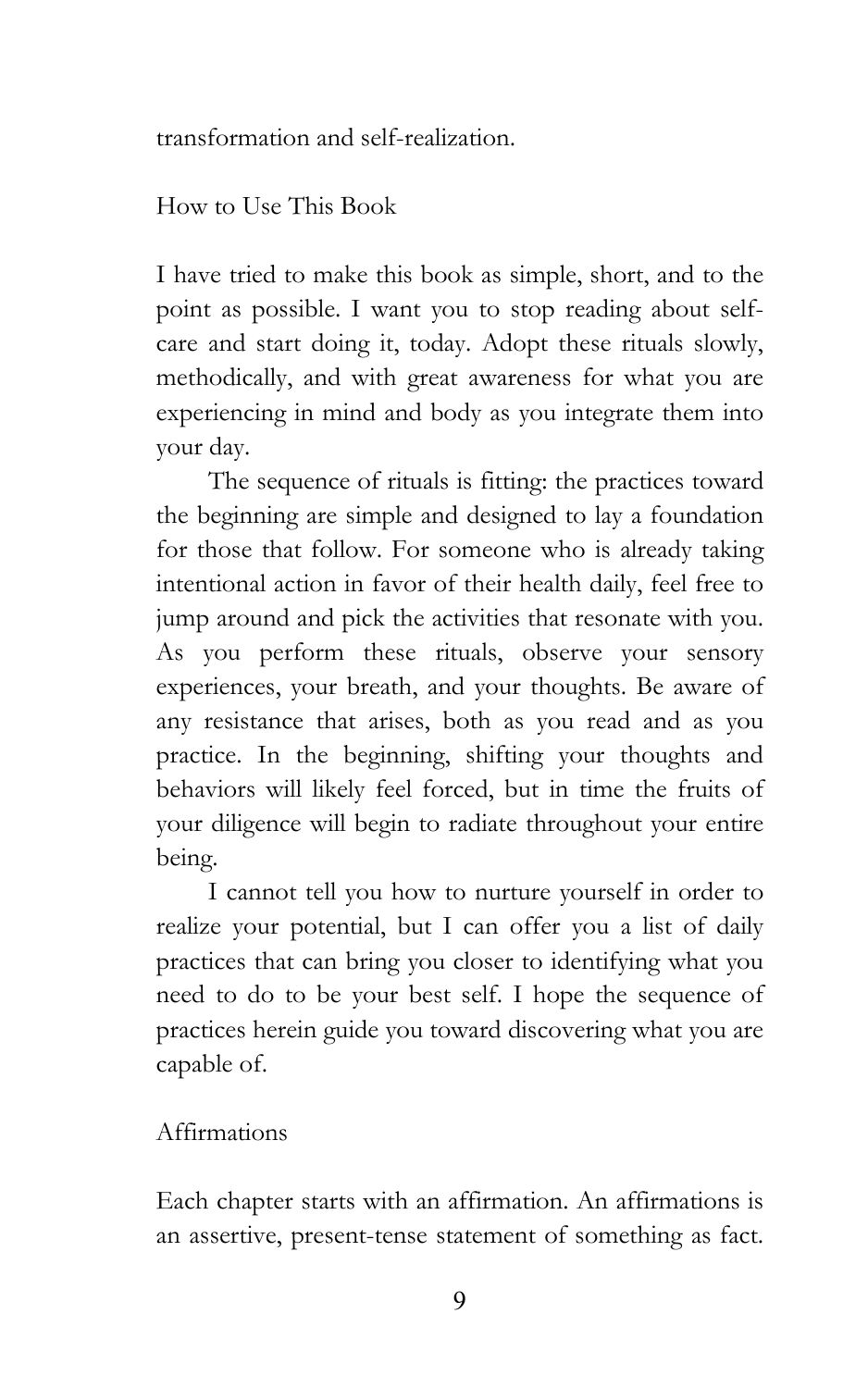transformation and self-realization.

## How to Use This Book

I have tried to make this book as simple, short, and to the point as possible. I want you to stop reading about self-care and start doing it, today. Adopt these rituals slowly, methodically, and with great awareness for what you are experiencing in mind and body as you integrate them into your day.

The sequence of rituals is fitting: the practices toward the beginning are simple and designed to lay a foundation for those that follow. For someone who is already taking intentional action in favor of their health daily, feel free to jump around and pick the activities that resonate with you. As you perform these rituals, observe your sensory experiences, your breath, and your thoughts. Be aware of any resistance that arises, both as you read and as you practice. In the beginning, shifting your thoughts and behaviors will likely feel forced, but in time the fruits of your diligence will begin to radiate throughout your entire being.

I cannot tell you how to nurture yourself in order to realize your potential, but I can offer you a list of daily practices that can bring you closer to identifying what you need to do to be your best self. I hope the sequence of practices herein guide you toward discovering what you are capable of.

## Affirmations

Each chapter starts with an affirmation. An affirmations is an assertive, present-tense statement of something as fact.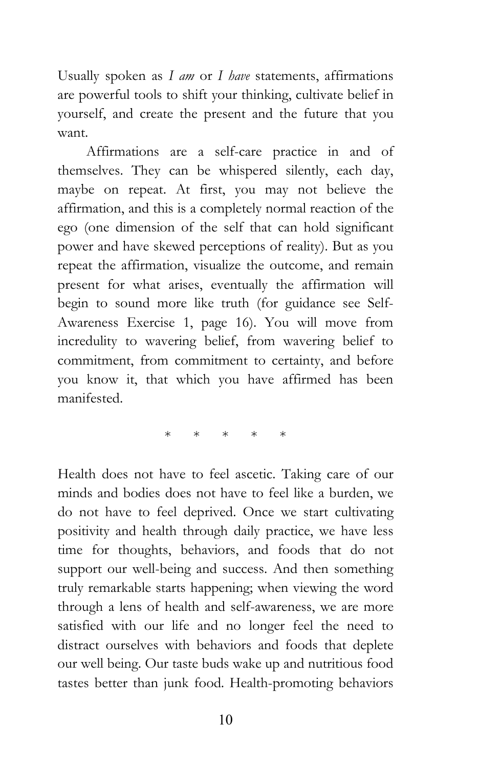Usually spoken as *I am* or *I have* statements, affirmations are powerful tools to shift your thinking, cultivate belief in yourself, and create the present and the future that you want.

Affirmations are a self-care practice in and of themselves. They can be whispered silently, each day, maybe on repeat. At first, you may not believe the affirmation, and this is a completely normal reaction of the ego (one dimension of the self that can hold significant power and have skewed perceptions of reality). But as you repeat the affirmation, visualize the outcome, and remain present for what arises, eventually the affirmation will begin to sound more like truth (for guidance see Self-Awareness Exercise 1, page 16). You will move from incredulity to wavering belief, from wavering belief to commitment, from commitment to certainty, and before you know it, that which you have affirmed has been manifested.

\* \* \* \* \*

Health does not have to feel ascetic. Taking care of our minds and bodies does not have to feel like a burden, we do not have to feel deprived. Once we start cultivating positivity and health through daily practice, we have less time for thoughts, behaviors, and foods that do not support our well-being and success. And then something truly remarkable starts happening; when viewing the word through a lens of health and self-awareness, we are more satisfied with our life and no longer feel the need to distract ourselves with behaviors and foods that deplete our well being. Our taste buds wake up and nutritious food tastes better than junk food. Health-promoting behaviors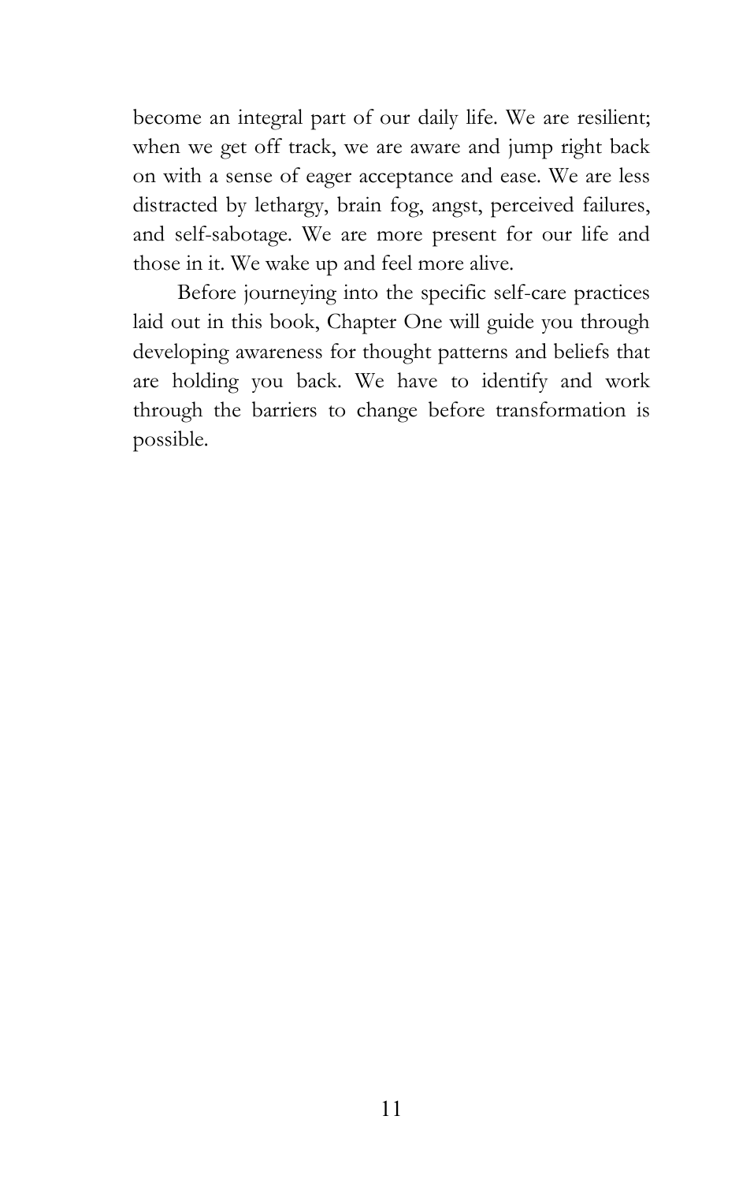become an integral part of our daily life. We are resilient; when we get off track, we are aware and jump right back on with a sense of eager acceptance and ease. We are less distracted by lethargy, brain fog, angst, perceived failures, and self-sabotage. We are more present for our life and those in it. We wake up and feel more alive.

Before journeying into the specific self-care practices laid out in this book, Chapter One will guide you through developing awareness for thought patterns and beliefs that are holding you back. We have to identify and work through the barriers to change before transformation is possible.